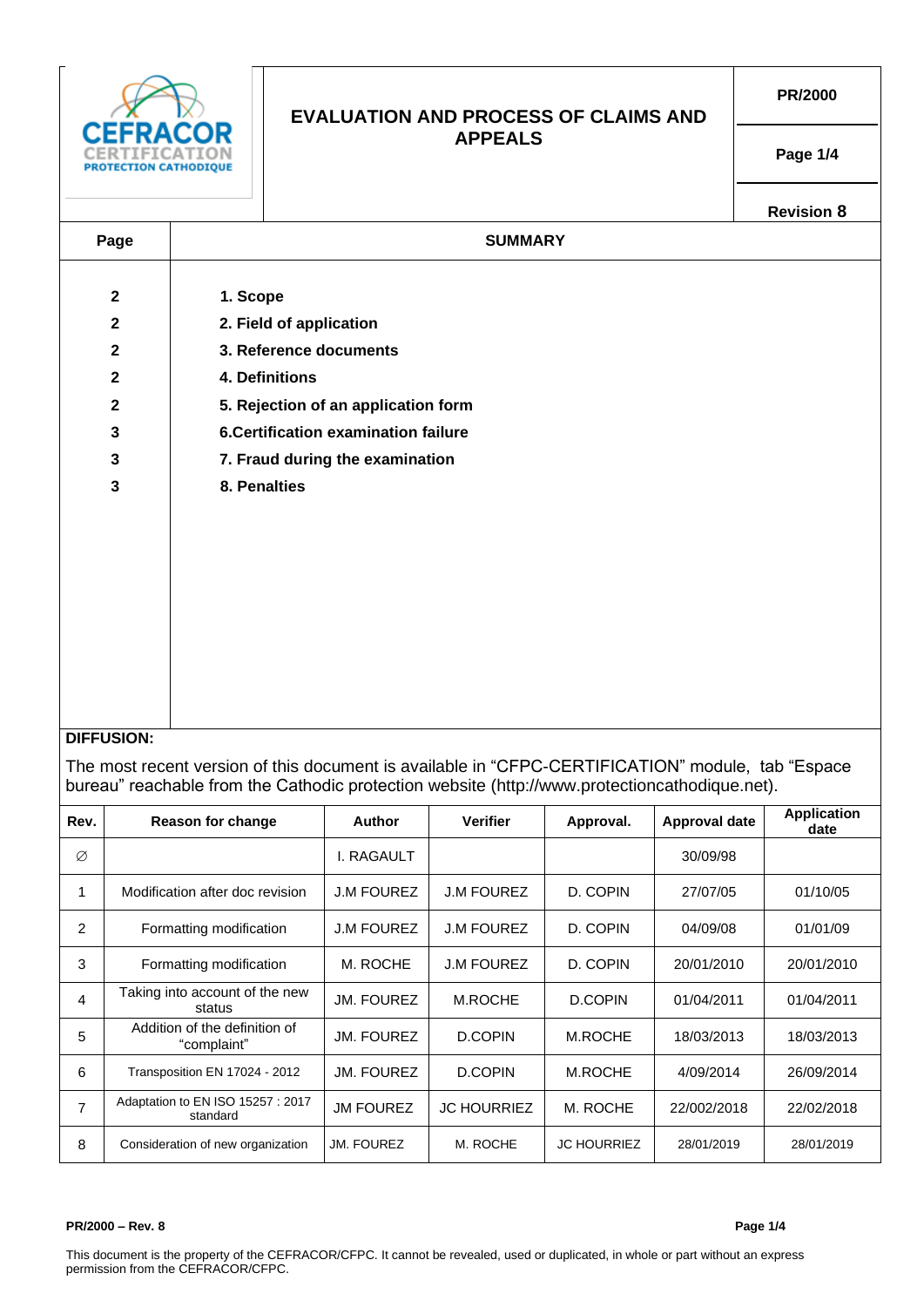CEFRACOR CERTIFICATION PROTECTION CATHODIQUE

# EVALUATION AND PROCESS OF CLAIMS AND APPEALS

PR/2000

Revision 8

| Page | SUMMARY |
|---|---|
| 2 | **1. Scope** |
| 2 | **2. Field of application** |
| 2 | **3. Reference documents** |
| 2 | **4. Definitions** |
| 2 | **5. Rejection of an application form** |
| 3 | **6.Certification examination failure** |
| 3 | **7. Fraud during the examination** |
| 3 | **8. Penalties** |

**DIFFUSION:**

The most recent version of this document is available in “CFPC-CERTIFICATION” module, tab “Espace bureau” reachable from the Cathodic protection website (http://www.protectioncathodique.net).

| Rev. | Reason for change | Author | Verifier | Approval. | Approval date | Application date |
|---|---|---|---|---|---|---|
| ∅ | | I. RAGAULT | | | 30/09/98 | |
| 1 | Modification after doc revision | J.M FOUREZ | J.M FOUREZ | D. COPIN | 27/07/05 | 01/10/05 |
| 2 | Formatting modification | J.M FOUREZ | J.M FOUREZ | D. COPIN | 04/09/08 | 01/01/09 |
| 3 | Formatting modification | M. ROCHE | J.M FOUREZ | D. COPIN | 20/01/2010 | 20/01/2010 |
| 4 | Taking into account of the new status | JM. FOUREZ | M.ROCHE | D.COPIN | 01/04/2011 | 01/04/2011 |
| 5 | Addition of the definition of “complaint” | JM. FOUREZ | D.COPIN | M.ROCHE | 18/03/2013 | 18/03/2013 |
| 6 | Transposition EN 17024 - 2012 | JM. FOUREZ | D.COPIN | M.ROCHE | 4/09/2014 | 26/09/2014 |
| 7 | Adaptation to EN ISO 15257 : 2017 standard | JM FOUREZ | JC HOURRIEZ | M. ROCHE | 22/002/2018 | 22/02/2018 |
| 8 | Consideration of new organization | JM. FOUREZ | M. ROCHE | JC HOURRIEZ | 28/01/2019 | 28/01/2019 |

This document is the property of the CEFRACOR/CFPC. It cannot be revealed, used or duplicated, in whole or part without an express permission from the CEFRACOR/CFPC.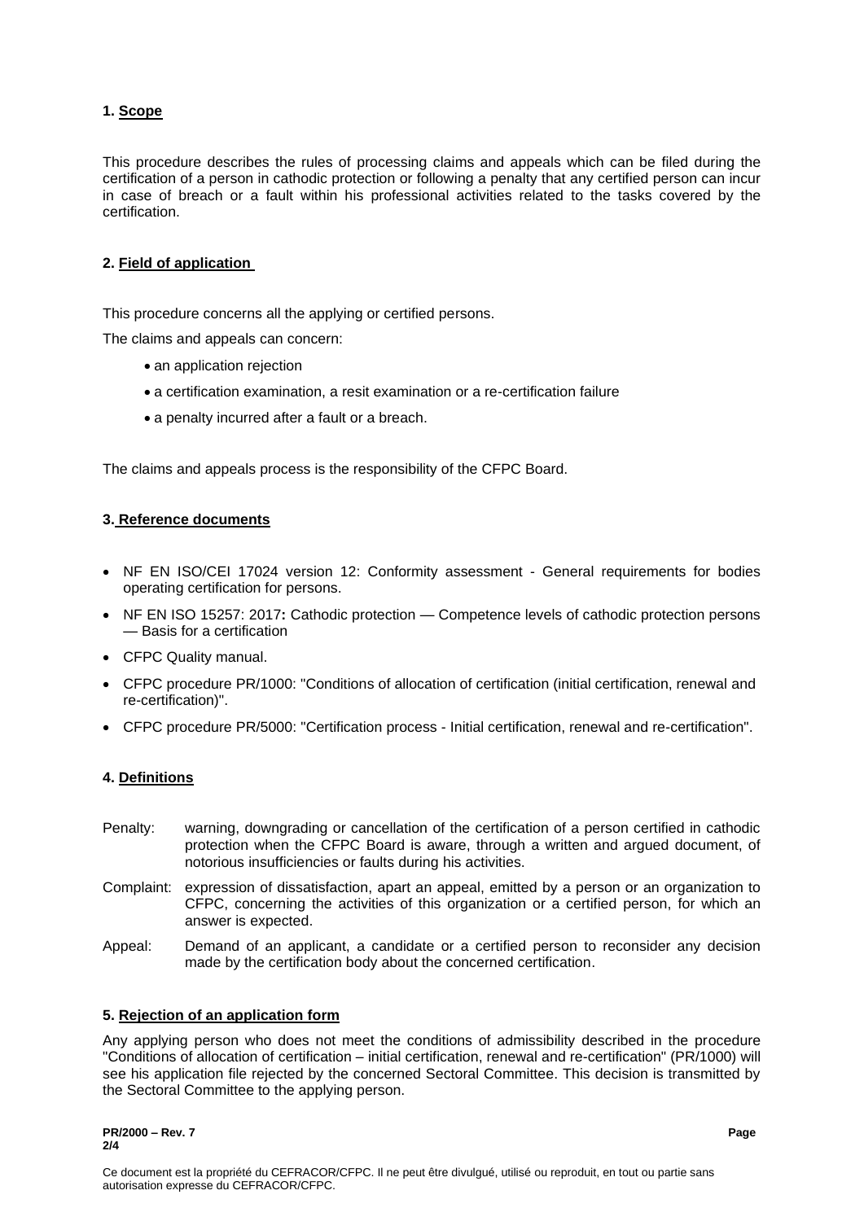## 1. Scope

This procedure describes the rules of processing claims and appeals which can be filed during the certification of a person in cathodic protection or following a penalty that any certified person can incur in case of breach or a fault within his professional activities related to the tasks covered by the certification.

## 2. Field of application

This procedure concerns all the applying or certified persons.

The claims and appeals can concern:

- an application rejection
- a certification examination, a resit examination or a re-certification failure
- a penalty incurred after a fault or a breach.

The claims and appeals process is the responsibility of the CFPC Board.

## 3. Reference documents

- NF EN ISO/CEI 17024 version 12: Conformity assessment - General requirements for bodies operating certification for persons.
- NF EN ISO 15257: 2017**:** Cathodic protection — Competence levels of cathodic protection persons — Basis for a certification
- CFPC Quality manual.
- CFPC procedure PR/1000: "Conditions of allocation of certification (initial certification, renewal and re-certification)".
- CFPC procedure PR/5000: "Certification process - Initial certification, renewal and re-certification".

## 4. Definitions

Penalty: warning, downgrading or cancellation of the certification of a person certified in cathodic protection when the CFPC Board is aware, through a written and argued document, of notorious insufficiencies or faults during his activities.

Complaint: expression of dissatisfaction, apart an appeal, emitted by a person or an organization to CFPC, concerning the activities of this organization or a certified person, for which an answer is expected.

Appeal: Demand of an applicant, a candidate or a certified person to reconsider any decision made by the certification body about the concerned certification.

## 5. Rejection of an application form

Any applying person who does not meet the conditions of admissibility described in the procedure "Conditions of allocation of certification – initial certification, renewal and re-certification" (PR/1000) will see his application file rejected by the concerned Sectoral Committee. This decision is transmitted by the Sectoral Committee to the applying person.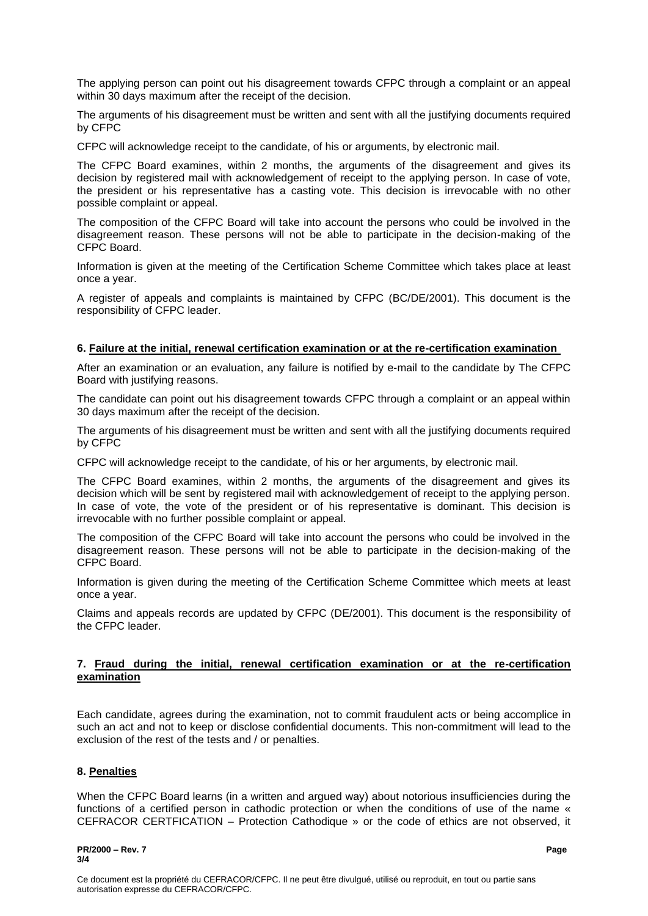The applying person can point out his disagreement towards CFPC through a complaint or an appeal within 30 days maximum after the receipt of the decision.

The arguments of his disagreement must be written and sent with all the justifying documents required by CFPC

CFPC will acknowledge receipt to the candidate, of his or arguments, by electronic mail.

The CFPC Board examines, within 2 months, the arguments of the disagreement and gives its decision by registered mail with acknowledgement of receipt to the applying person. In case of vote, the president or his representative has a casting vote. This decision is irrevocable with no other possible complaint or appeal.

The composition of the CFPC Board will take into account the persons who could be involved in the disagreement reason. These persons will not be able to participate in the decision-making of the CFPC Board.

Information is given at the meeting of the Certification Scheme Committee which takes place at least once a year.

A register of appeals and complaints is maintained by CFPC (BC/DE/2001). This document is the responsibility of CFPC leader.

## 6. Failure at the initial, renewal certification examination or at the re-certification examination

After an examination or an evaluation, any failure is notified by e-mail to the candidate by The CFPC Board with justifying reasons.

The candidate can point out his disagreement towards CFPC through a complaint or an appeal within 30 days maximum after the receipt of the decision.

The arguments of his disagreement must be written and sent with all the justifying documents required by CFPC

CFPC will acknowledge receipt to the candidate, of his or her arguments, by electronic mail.

The CFPC Board examines, within 2 months, the arguments of the disagreement and gives its decision which will be sent by registered mail with acknowledgement of receipt to the applying person. In case of vote, the vote of the president or of his representative is dominant. This decision is irrevocable with no further possible complaint or appeal.

The composition of the CFPC Board will take into account the persons who could be involved in the disagreement reason. These persons will not be able to participate in the decision-making of the CFPC Board.

Information is given during the meeting of the Certification Scheme Committee which meets at least once a year.

Claims and appeals records are updated by CFPC (DE/2001). This document is the responsibility of the CFPC leader.

## 7. Fraud during the initial, renewal certification examination or at the re-certification examination

Each candidate, agrees during the examination, not to commit fraudulent acts or being accomplice in such an act and not to keep or disclose confidential documents. This non-commitment will lead to the exclusion of the rest of the tests and / or penalties.

## 8. Penalties

When the CFPC Board learns (in a written and argued way) about notorious insufficiencies during the functions of a certified person in cathodic protection or when the conditions of use of the name « CEFRACOR CERTFICATION – Protection Cathodique » or the code of ethics are not observed, it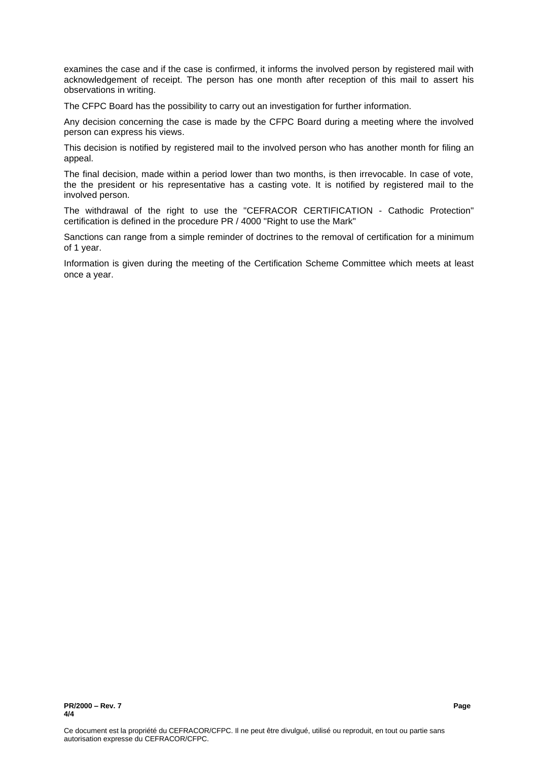examines the case and if the case is confirmed, it informs the involved person by registered mail with acknowledgement of receipt. The person has one month after reception of this mail to assert his observations in writing.

The CFPC Board has the possibility to carry out an investigation for further information.

Any decision concerning the case is made by the CFPC Board during a meeting where the involved person can express his views.

This decision is notified by registered mail to the involved person who has another month for filing an appeal.

The final decision, made within a period lower than two months, is then irrevocable. In case of vote, the the president or his representative has a casting vote. It is notified by registered mail to the involved person.

The withdrawal of the right to use the "CEFRACOR CERTIFICATION - Cathodic Protection" certification is defined in the procedure PR / 4000 "Right to use the Mark"

Sanctions can range from a simple reminder of doctrines to the removal of certification for a minimum of 1 year.

Information is given during the meeting of the Certification Scheme Committee which meets at least once a year.